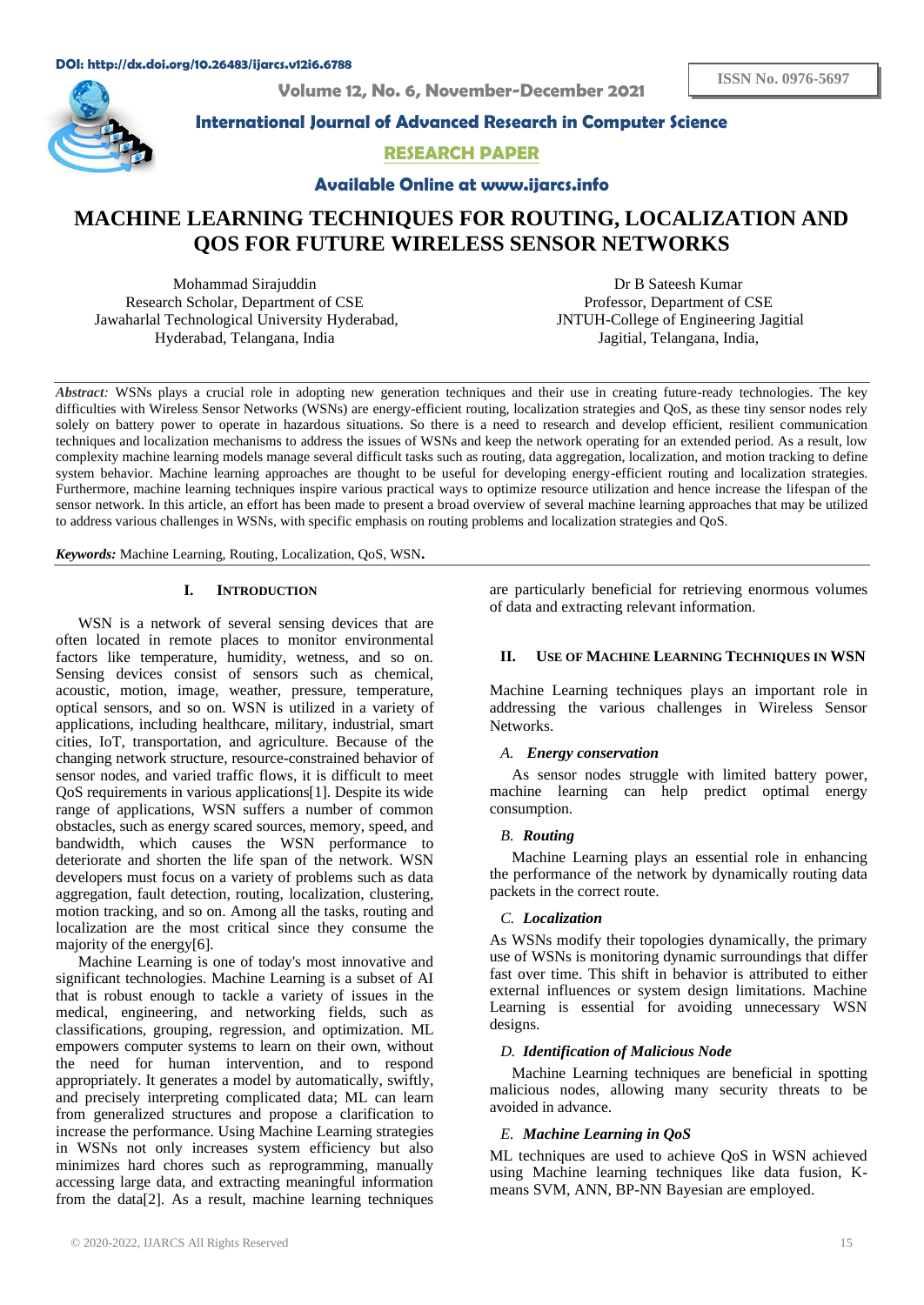DOI: http://dx.doi.org/10.26483/ijarcs.v12i6.6788

ISSN No. 0976-5697

Volume 12, No. 6, November-December 2021

**International Journal of Advanced Research in Computer Science**

**RESEARCH PAPER**

**Available Online at www.ijarcs.info**

# MACHINE LEARNING TECHNIQUES FOR ROUTING, LOCALIZATION AND QOS FOR FUTURE WIRELESS SENSOR NETWORKS

Mohammad Sirajuddin
Research Scholar, Department of CSE
Jawaharlal Technological University Hyderabad,
Hyderabad, Telangana, India

Dr B Sateesh Kumar
Professor, Department of CSE
JNTUH-College of Engineering Jagitial
Jagitial, Telangana, India,

*Abstract:* WSNs plays a crucial role in adopting new generation techniques and their use in creating future-ready technologies. The key difficulties with Wireless Sensor Networks (WSNs) are energy-efficient routing, localization strategies and QoS, as these tiny sensor nodes rely solely on battery power to operate in hazardous situations. So there is a need to research and develop efficient, resilient communication techniques and localization mechanisms to address the issues of WSNs and keep the network operating for an extended period. As a result, low complexity machine learning models manage several difficult tasks such as routing, data aggregation, localization, and motion tracking to define system behavior. Machine learning approaches are thought to be useful for developing energy-efficient routing and localization strategies. Furthermore, machine learning techniques inspire various practical ways to optimize resource utilization and hence increase the lifespan of the sensor network. In this article, an effort has been made to present a broad overview of several machine learning approaches that may be utilized to address various challenges in WSNs, with specific emphasis on routing problems and localization strategies and QoS.

***Keywords:*** Machine Learning, Routing, Localization, QoS, WSN**.**

## I. INTRODUCTION

WSN is a network of several sensing devices that are often located in remote places to monitor environmental factors like temperature, humidity, wetness, and so on. Sensing devices consist of sensors such as chemical, acoustic, motion, image, weather, pressure, temperature, optical sensors, and so on. WSN is utilized in a variety of applications, including healthcare, military, industrial, smart cities, IoT, transportation, and agriculture. Because of the changing network structure, resource-constrained behavior of sensor nodes, and varied traffic flows, it is difficult to meet QoS requirements in various applications[1]. Despite its wide range of applications, WSN suffers a number of common obstacles, such as energy scared sources, memory, speed, and bandwidth, which causes the WSN performance to deteriorate and shorten the life span of the network. WSN developers must focus on a variety of problems such as data aggregation, fault detection, routing, localization, clustering, motion tracking, and so on. Among all the tasks, routing and localization are the most critical since they consume the majority of the energy[6].

Machine Learning is one of today's most innovative and significant technologies. Machine Learning is a subset of AI that is robust enough to tackle a variety of issues in the medical, engineering, and networking fields, such as classifications, grouping, regression, and optimization. ML empowers computer systems to learn on their own, without the need for human intervention, and to respond appropriately. It generates a model by automatically, swiftly, and precisely interpreting complicated data; ML can learn from generalized structures and propose a clarification to increase the performance. Using Machine Learning strategies in WSNs not only increases system efficiency but also minimizes hard chores such as reprogramming, manually accessing large data, and extracting meaningful information from the data[2]. As a result, machine learning techniques are particularly beneficial for retrieving enormous volumes of data and extracting relevant information.

## II. USE OF MACHINE LEARNING TECHNIQUES IN WSN

Machine Learning techniques plays an important role in addressing the various challenges in Wireless Sensor Networks.

### *A. Energy conservation*

As sensor nodes struggle with limited battery power, machine learning can help predict optimal energy consumption.

### *B. Routing*

Machine Learning plays an essential role in enhancing the performance of the network by dynamically routing data packets in the correct route.

### *C. Localization*

As WSNs modify their topologies dynamically, the primary use of WSNs is monitoring dynamic surroundings that differ fast over time. This shift in behavior is attributed to either external influences or system design limitations. Machine Learning is essential for avoiding unnecessary WSN designs.

### *D. Identification of Malicious Node*

Machine Learning techniques are beneficial in spotting malicious nodes, allowing many security threats to be avoided in advance.

### *E. Machine Learning in QoS*

ML techniques are used to achieve QoS in WSN achieved using Machine learning techniques like data fusion, K-means SVM, ANN, BP-NN Bayesian are employed.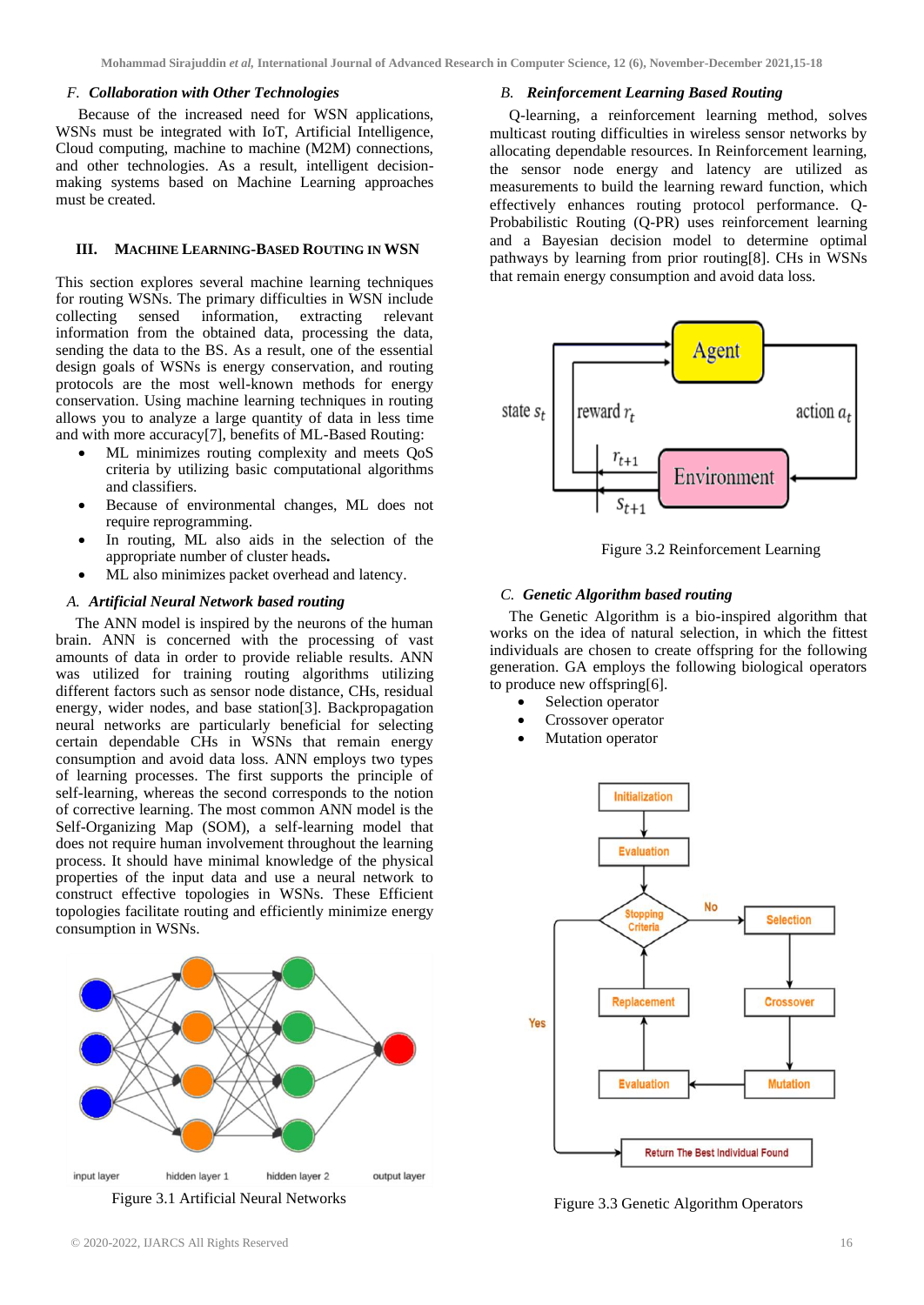### F. *Collaboration with Other Technologies*

Because of the increased need for WSN applications, WSNs must be integrated with IoT, Artificial Intelligence, Cloud computing, machine to machine (M2M) connections, and other technologies. As a result, intelligent decision-making systems based on Machine Learning approaches must be created.

## III. MACHINE LEARNING-BASED ROUTING IN WSN

This section explores several machine learning techniques for routing WSNs. The primary difficulties in WSN include collecting sensed information, extracting relevant information from the obtained data, processing the data, sending the data to the BS. As a result, one of the essential design goals of WSNs is energy conservation, and routing protocols are the most well-known methods for energy conservation. Using machine learning techniques in routing allows you to analyze a large quantity of data in less time and with more accuracy[7], benefits of ML-Based Routing:

- ML minimizes routing complexity and meets QoS criteria by utilizing basic computational algorithms and classifiers.
- Because of environmental changes, ML does not require reprogramming.
- In routing, ML also aids in the selection of the appropriate number of cluster heads**.**
- ML also minimizes packet overhead and latency.

### A. *Artificial Neural Network based routing*

The ANN model is inspired by the neurons of the human brain. ANN is concerned with the processing of vast amounts of data in order to provide reliable results. ANN was utilized for training routing algorithms utilizing different factors such as sensor node distance, CHs, residual energy, wider nodes, and base station[3]. Backpropagation neural networks are particularly beneficial for selecting certain dependable CHs in WSNs that remain energy consumption and avoid data loss. ANN employs two types of learning processes. The first supports the principle of self-learning, whereas the second corresponds to the notion of corrective learning. The most common ANN model is the Self-Organizing Map (SOM), a self-learning model that does not require human involvement throughout the learning process. It should have minimal knowledge of the physical properties of the input data and use a neural network to construct effective topologies in WSNs. These Efficient topologies facilitate routing and efficiently minimize energy consumption in WSNs.

Figure 3.1 Artificial Neural Networks

### B. *Reinforcement Learning Based Routing*

Q-learning, a reinforcement learning method, solves multicast routing difficulties in wireless sensor networks by allocating dependable resources. In Reinforcement learning, the sensor node energy and latency are utilized as measurements to build the learning reward function, which effectively enhances routing protocol performance. Q-Probabilistic Routing (Q-PR) uses reinforcement learning and a Bayesian decision model to determine optimal pathways by learning from prior routing[8]. CHs in WSNs that remain energy consumption and avoid data loss.

Figure 3.2 Reinforcement Learning

### C. *Genetic Algorithm based routing*

The Genetic Algorithm is a bio-inspired algorithm that works on the idea of natural selection, in which the fittest individuals are chosen to create offspring for the following generation. GA employs the following biological operators to produce new offspring[6].

- Selection operator
- Crossover operator
- Mutation operator

Figure 3.3 Genetic Algorithm Operators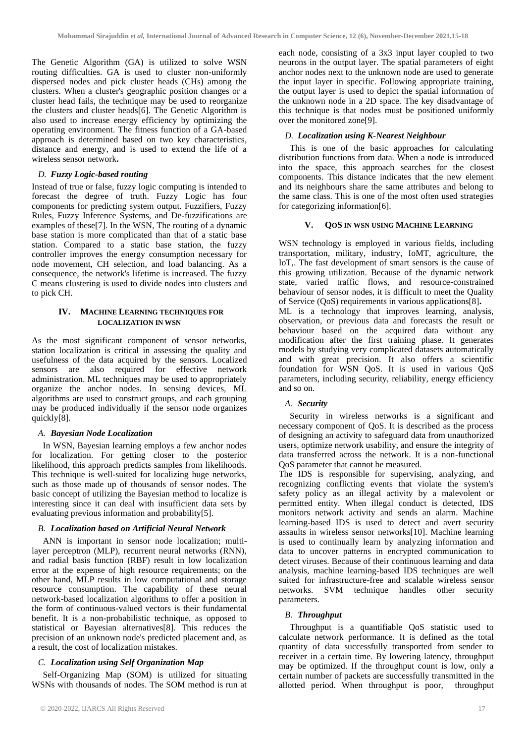The Genetic Algorithm (GA) is utilized to solve WSN routing difficulties. GA is used to cluster non-uniformly dispersed nodes and pick cluster heads (CHs) among the clusters. When a cluster's geographic position changes or a cluster head fails, the technique may be used to reorganize the clusters and cluster heads[6]. The Genetic Algorithm is also used to increase energy efficiency by optimizing the operating environment. The fitness function of a GA-based approach is determined based on two key characteristics, distance and energy, and is used to extend the life of a wireless sensor network**.**

### *D. Fuzzy Logic-based routing*

Instead of true or false, fuzzy logic computing is intended to forecast the degree of truth. Fuzzy Logic has four components for predicting system output. Fuzzifiers, Fuzzy Rules, Fuzzy Inference Systems, and De-fuzzifications are examples of these[7]. In the WSN, The routing of a dynamic base station is more complicated than that of a static base station. Compared to a static base station, the fuzzy controller improves the energy consumption necessary for node movement, CH selection, and load balancing. As a consequence, the network's lifetime is increased. The fuzzy C means clustering is used to divide nodes into clusters and to pick CH.

## IV. Machine Learning techniques for localization in WSN

As the most significant component of sensor networks, station localization is critical in assessing the quality and usefulness of the data acquired by the sensors. Localized sensors are also required for effective network administration. ML techniques may be used to appropriately organize the anchor nodes. In sensing devices, ML algorithms are used to construct groups, and each grouping may be produced individually if the sensor node organizes quickly[8].

### *A. Bayesian Node Localization*

In WSN, Bayesian learning employs a few anchor nodes for localization. For getting closer to the posterior likelihood, this approach predicts samples from likelihoods. This technique is well-suited for localizing huge networks, such as those made up of thousands of sensor nodes. The basic concept of utilizing the Bayesian method to localize is interesting since it can deal with insufficient data sets by evaluating previous information and probability[5].

### *B. Localization based on Artificial Neural Network*

ANN is important in sensor node localization; multi-layer perceptron (MLP), recurrent neural networks (RNN), and radial basis function (RBF) result in low localization error at the expense of high resource requirements; on the other hand, MLP results in low computational and storage resource consumption. The capability of these neural network-based localization algorithms to offer a position in the form of continuous-valued vectors is their fundamental benefit. It is a non-probabilistic technique, as opposed to statistical or Bayesian alternatives[8]. This reduces the precision of an unknown node's predicted placement and, as a result, the cost of localization mistakes.

### *C. Localization using Self Organization Map*

Self-Organizing Map (SOM) is utilized for situating WSNs with thousands of nodes. The SOM method is run at each node, consisting of a 3x3 input layer coupled to two neurons in the output layer. The spatial parameters of eight anchor nodes next to the unknown node are used to generate the input layer in specific. Following appropriate training, the output layer is used to depict the spatial information of the unknown node in a 2D space. The key disadvantage of this technique is that nodes must be positioned uniformly over the monitored zone[9].

### *D. Localization using K-Nearest Neighbour*

This is one of the basic approaches for calculating distribution functions from data. When a node is introduced into the space, this approach searches for the closest components. This distance indicates that the new element and its neighbours share the same attributes and belong to the same class. This is one of the most often used strategies for categorizing information[6].

## V. QoS in WSN using Machine Learning

WSN technology is employed in various fields, including transportation, military, industry, IoMT, agriculture, the IoT,. The fast development of smart sensors is the cause of this growing utilization. Because of the dynamic network state, varied traffic flows, and resource-constrained behaviour of sensor nodes, it is difficult to meet the Quality of Service (QoS) requirements in various applications[8]**.**

ML is a technology that improves learning, analysis, observation, or previous data and forecasts the result or behaviour based on the acquired data without any modification after the first training phase. It generates models by studying very complicated datasets automatically and with great precision. It also offers a scientific foundation for WSN QoS. It is used in various QoS parameters, including security, reliability, energy efficiency and so on.

### *A. Security*

Security in wireless networks is a significant and necessary component of QoS. It is described as the process of designing an activity to safeguard data from unauthorized users, optimize network usability, and ensure the integrity of data transferred across the network. It is a non-functional QoS parameter that cannot be measured.

The IDS is responsible for supervising, analyzing, and recognizing conflicting events that violate the system's safety policy as an illegal activity by a malevolent or permitted entity. When illegal conduct is detected, IDS monitors network activity and sends an alarm. Machine learning-based IDS is used to detect and avert security assaults in wireless sensor networks[10]. Machine learning is used to continually learn by analyzing information and data to uncover patterns in encrypted communication to detect viruses. Because of their continuous learning and data analysis, machine learning-based IDS techniques are well suited for infrastructure-free and scalable wireless sensor networks. SVM technique handles other security parameters.

### *B. Throughput*

Throughput is a quantifiable QoS statistic used to calculate network performance. It is defined as the total quantity of data successfully transported from sender to receiver in a certain time. By lowering latency, throughput may be optimized. If the throughput count is low, only a certain number of packets are successfully transmitted in the allotted period. When throughput is poor, throughput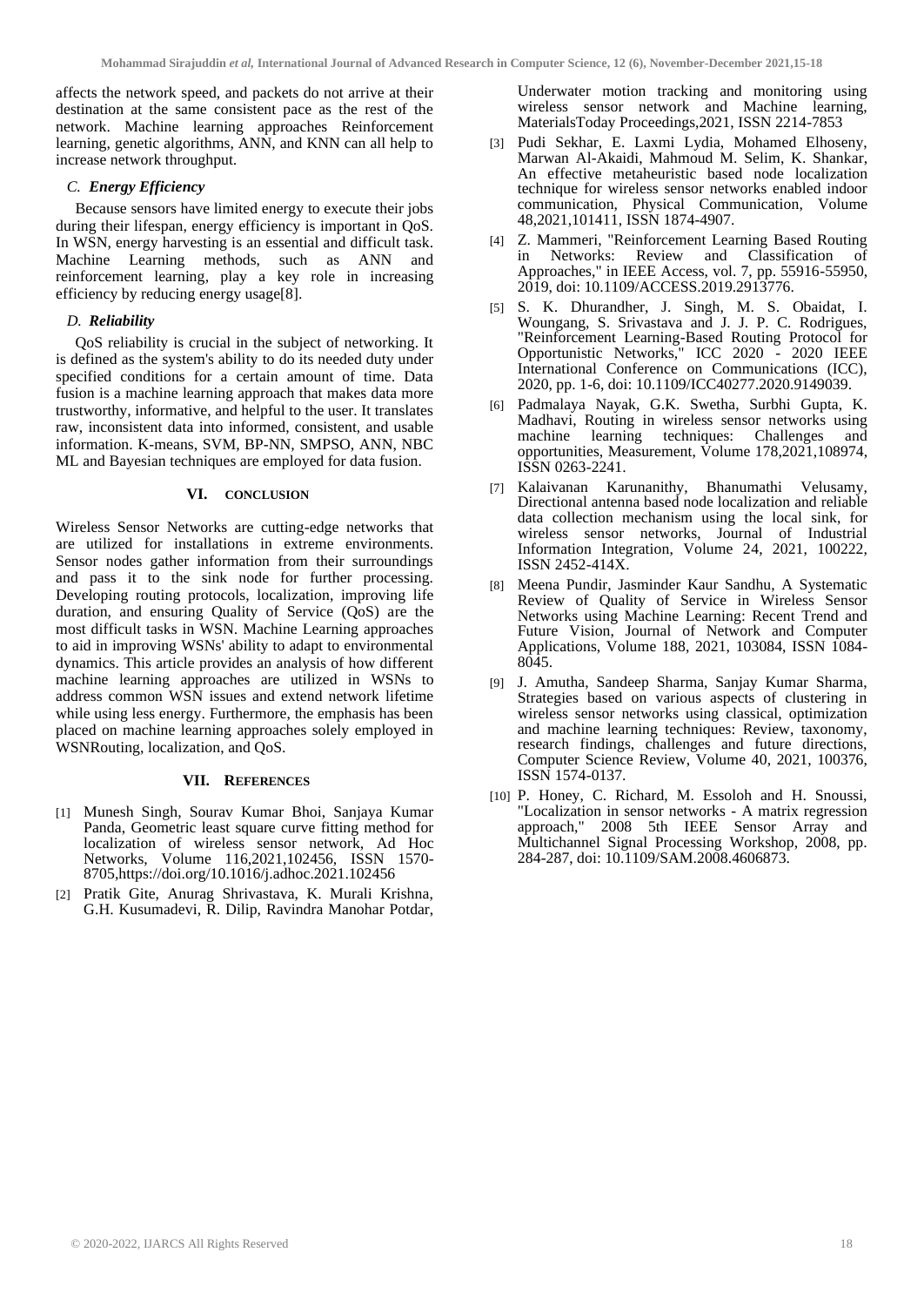affects the network speed, and packets do not arrive at their destination at the same consistent pace as the rest of the network. Machine learning approaches Reinforcement learning, genetic algorithms, ANN, and KNN can all help to increase network throughput.

### *C. Energy Efficiency*

Because sensors have limited energy to execute their jobs during their lifespan, energy efficiency is important in QoS. In WSN, energy harvesting is an essential and difficult task. Machine Learning methods, such as ANN and reinforcement learning, play a key role in increasing efficiency by reducing energy usage[8].

### *D. Reliability*

QoS reliability is crucial in the subject of networking. It is defined as the system's ability to do its needed duty under specified conditions for a certain amount of time. Data fusion is a machine learning approach that makes data more trustworthy, informative, and helpful to the user. It translates raw, inconsistent data into informed, consistent, and usable information. K-means, SVM, BP-NN, SMPSO, ANN, NBC ML and Bayesian techniques are employed for data fusion.

## VI. CONCLUSION

Wireless Sensor Networks are cutting-edge networks that are utilized for installations in extreme environments. Sensor nodes gather information from their surroundings and pass it to the sink node for further processing. Developing routing protocols, localization, improving life duration, and ensuring Quality of Service (QoS) are the most difficult tasks in WSN. Machine Learning approaches to aid in improving WSNs' ability to adapt to environmental dynamics. This article provides an analysis of how different machine learning approaches are utilized in WSNs to address common WSN issues and extend network lifetime while using less energy. Furthermore, the emphasis has been placed on machine learning approaches solely employed in WSNRouting, localization, and QoS.

## VII. REFERENCES

[1] Munesh Singh, Sourav Kumar Bhoi, Sanjaya Kumar Panda, Geometric least square curve fitting method for localization of wireless sensor network, Ad Hoc Networks, Volume 116,2021,102456, ISSN 1570-8705,https://doi.org/10.1016/j.adhoc.2021.102456

[2] Pratik Gite, Anurag Shrivastava, K. Murali Krishna, G.H. Kusumadevi, R. Dilip, Ravindra Manohar Potdar, Underwater motion tracking and monitoring using wireless sensor network and Machine learning, MaterialsToday Proceedings,2021, ISSN 2214-7853

[3] Pudi Sekhar, E. Laxmi Lydia, Mohamed Elhoseny, Marwan Al-Akaidi, Mahmoud M. Selim, K. Shankar, An effective metaheuristic based node localization technique for wireless sensor networks enabled indoor communication, Physical Communication, Volume 48,2021,101411, ISSN 1874-4907.

[4] Z. Mammeri, "Reinforcement Learning Based Routing in Networks: Review and Classification of Approaches," in IEEE Access, vol. 7, pp. 55916-55950, 2019, doi: 10.1109/ACCESS.2019.2913776.

[5] S. K. Dhurandher, J. Singh, M. S. Obaidat, I. Woungang, S. Srivastava and J. J. P. C. Rodrigues, "Reinforcement Learning-Based Routing Protocol for Opportunistic Networks," ICC 2020 - 2020 IEEE International Conference on Communications (ICC), 2020, pp. 1-6, doi: 10.1109/ICC40277.2020.9149039.

[6] Padmalaya Nayak, G.K. Swetha, Surbhi Gupta, K. Madhavi, Routing in wireless sensor networks using machine learning techniques: Challenges and opportunities, Measurement, Volume 178,2021,108974, ISSN 0263-2241.

[7] Kalaivanan Karunanithy, Bhanumathi Velusamy, Directional antenna based node localization and reliable data collection mechanism using the local sink, for wireless sensor networks, Journal of Industrial Information Integration, Volume 24, 2021, 100222, ISSN 2452-414X.

[8] Meena Pundir, Jasminder Kaur Sandhu, A Systematic Review of Quality of Service in Wireless Sensor Networks using Machine Learning: Recent Trend and Future Vision, Journal of Network and Computer Applications, Volume 188, 2021, 103084, ISSN 1084-8045.

[9] J. Amutha, Sandeep Sharma, Sanjay Kumar Sharma, Strategies based on various aspects of clustering in wireless sensor networks using classical, optimization and machine learning techniques: Review, taxonomy, research findings, challenges and future directions, Computer Science Review, Volume 40, 2021, 100376, ISSN 1574-0137.

[10] P. Honey, C. Richard, M. Essoloh and H. Snoussi, "Localization in sensor networks - A matrix regression approach," 2008 5th IEEE Sensor Array and Multichannel Signal Processing Workshop, 2008, pp. 284-287, doi: 10.1109/SAM.2008.4606873.